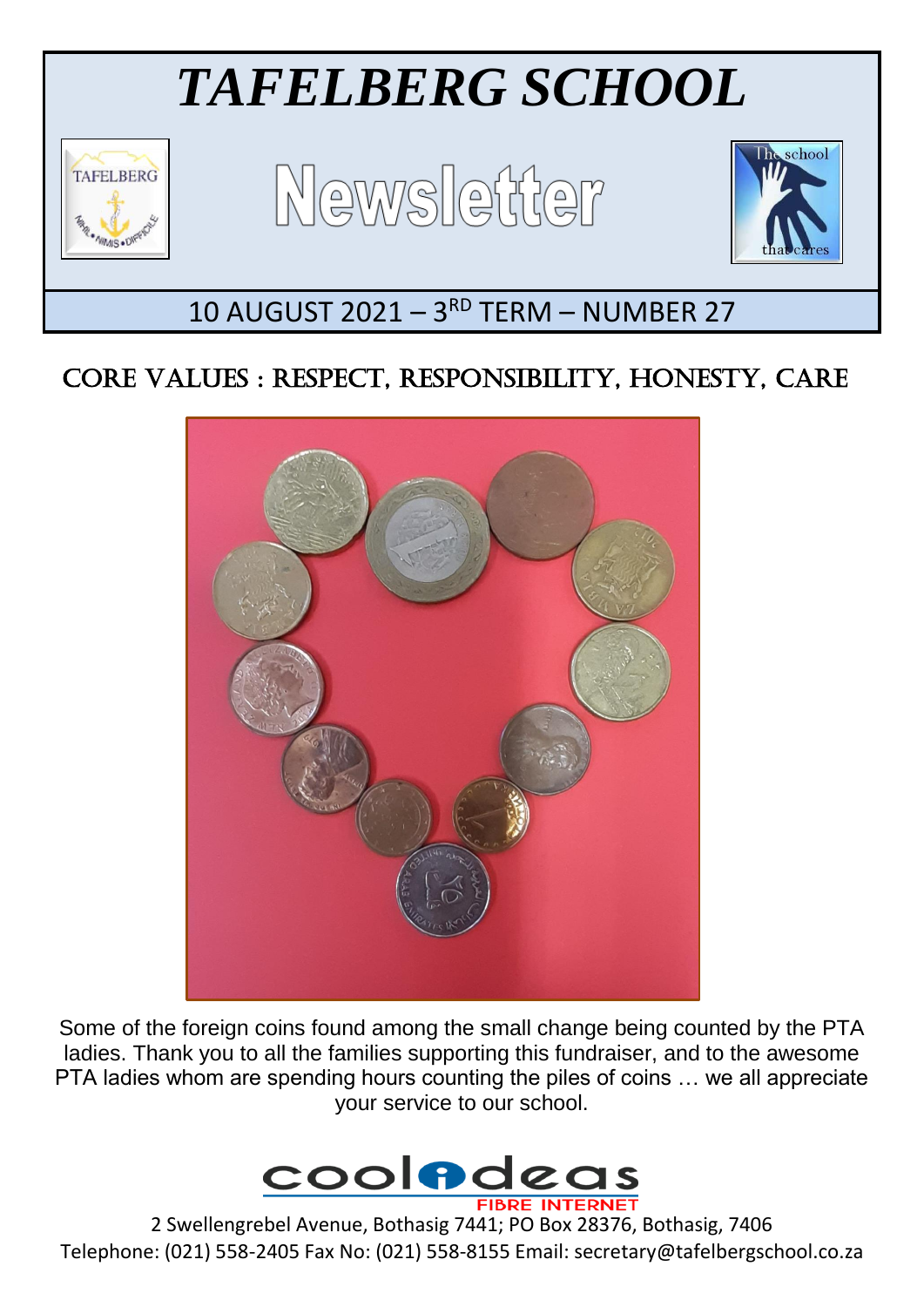# *TAFELBERG SCHOOL*

## Newsletter

10 AUGUST 2021 – 3RD TERM – NUMBER 27

## CORE VALUES : RESPECT, RESPONSIBILITY, HONESTY, CARE

Some of the foreign coins found among the small change being counted by the PTA ladies. Thank you to all the families supporting this fundraiser, and to the awesome PTA ladies whom are spending hours counting the piles of coins … we all appreciate your service to our school.

coolideas FIBRE INTERNET

2 Swellengrebel Avenue, Bothasig 7441; PO Box 28376, Bothasig, 7406
Telephone: (021) 558-2405 Fax No: (021) 558-8155 Email: secretary@tafelbergschool.co.za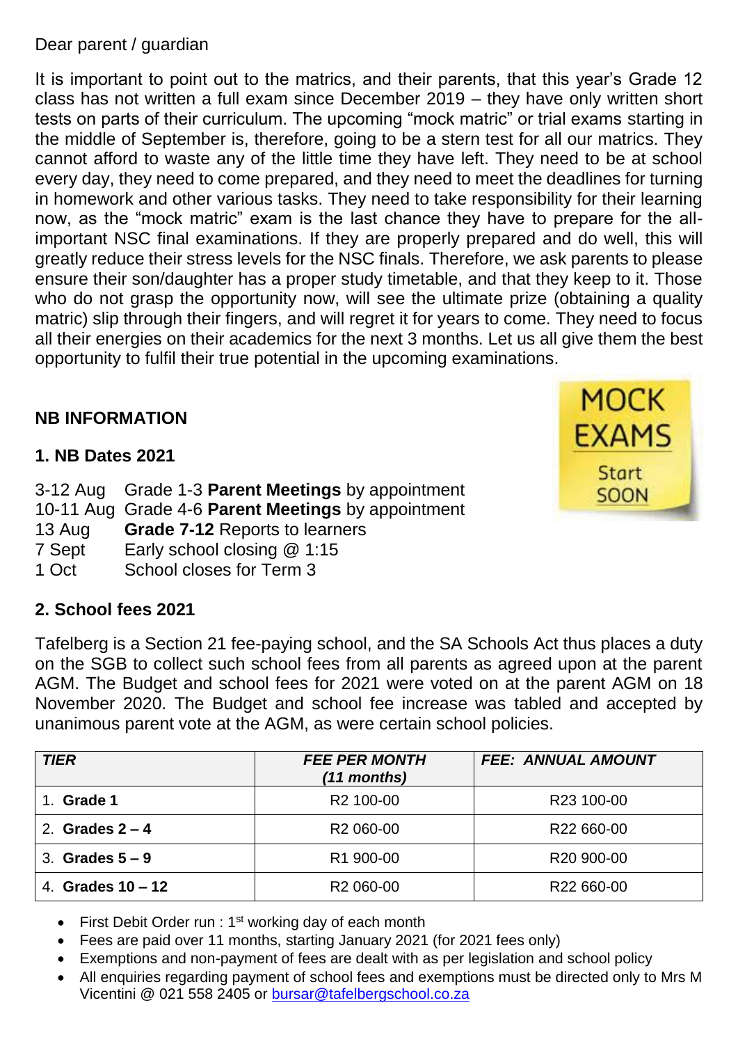Dear parent / guardian

It is important to point out to the matrics, and their parents, that this year's Grade 12 class has not written a full exam since December 2019 – they have only written short tests on parts of their curriculum. The upcoming "mock matric" or trial exams starting in the middle of September is, therefore, going to be a stern test for all our matrics. They cannot afford to waste any of the little time they have left. They need to be at school every day, they need to come prepared, and they need to meet the deadlines for turning in homework and other various tasks. They need to take responsibility for their learning now, as the "mock matric" exam is the last chance they have to prepare for the all-important NSC final examinations. If they are properly prepared and do well, this will greatly reduce their stress levels for the NSC finals. Therefore, we ask parents to please ensure their son/daughter has a proper study timetable, and that they keep to it. Those who do not grasp the opportunity now, will see the ultimate prize (obtaining a quality matric) slip through their fingers, and will regret it for years to come. They need to focus all their energies on their academics for the next 3 months. Let us all give them the best opportunity to fulfil their true potential in the upcoming examinations.

MOCK EXAMS Start SOON

## NB INFORMATION

### 1. NB Dates 2021

- 3-12 Aug Grade 1-3 **Parent Meetings** by appointment
- 10-11 Aug Grade 4-6 **Parent Meetings** by appointment
- 13 Aug **Grade 7-12** Reports to learners
- 7 Sept Early school closing @ 1:15
- 1 Oct School closes for Term 3

### 2. School fees 2021

Tafelberg is a Section 21 fee-paying school, and the SA Schools Act thus places a duty on the SGB to collect such school fees from all parents as agreed upon at the parent AGM. The Budget and school fees for 2021 were voted on at the parent AGM on 18 November 2020. The Budget and school fee increase was tabled and accepted by unanimous parent vote at the AGM, as were certain school policies.

| *TIER* | *FEE PER MONTH (11 months)* | *FEE: ANNUAL AMOUNT* |
|---|---|---|
| 1. **Grade 1** | R2 100-00 | R23 100-00 |
| 2. **Grades 2 – 4** | R2 060-00 | R22 660-00 |
| 3. **Grades 5 – 9** | R1 900-00 | R20 900-00 |
| 4. **Grades 10 – 12** | R2 060-00 | R22 660-00 |

- First Debit Order run : 1st working day of each month
- Fees are paid over 11 months, starting January 2021 (for 2021 fees only)
- Exemptions and non-payment of fees are dealt with as per legislation and school policy
- All enquiries regarding payment of school fees and exemptions must be directed only to Mrs M Vicentini @ 021 558 2405 or bursar@tafelbergschool.co.za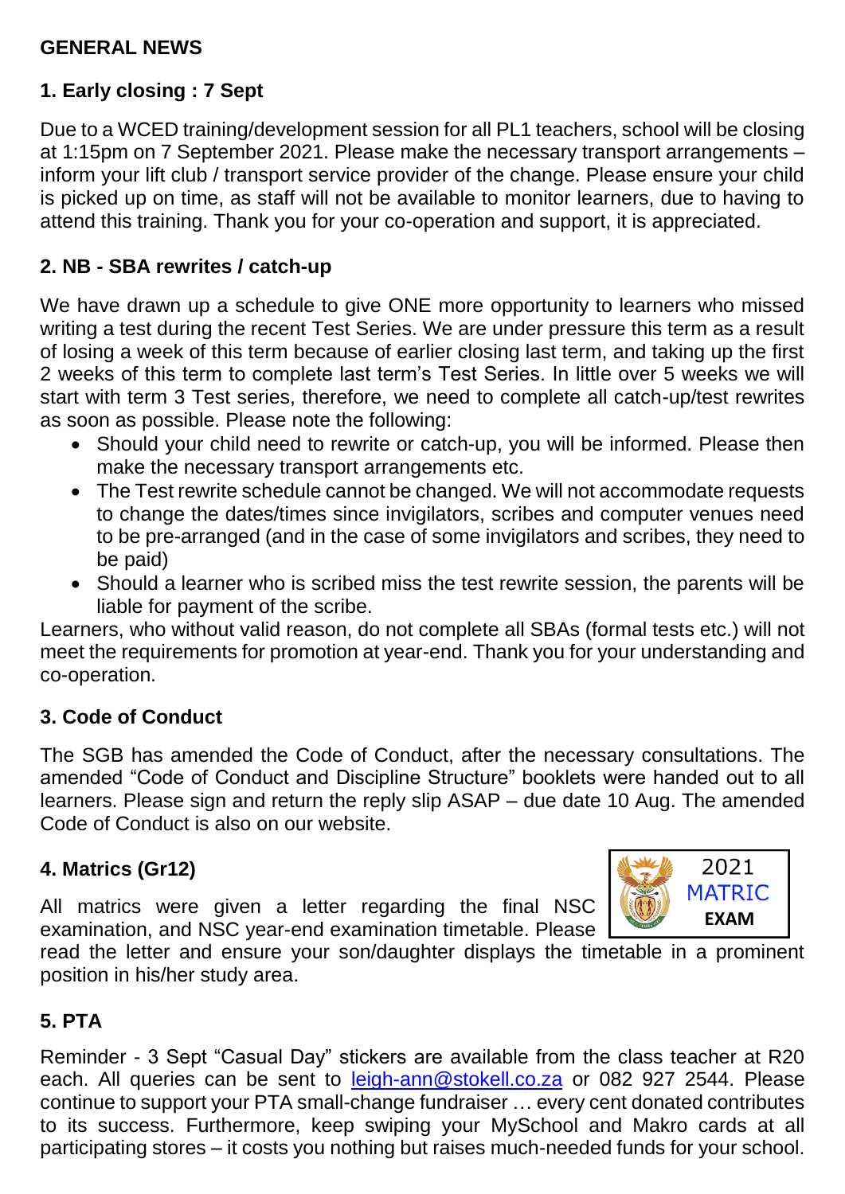## GENERAL NEWS

### 1. Early closing : 7 Sept

Due to a WCED training/development session for all PL1 teachers, school will be closing at 1:15pm on 7 September 2021. Please make the necessary transport arrangements – inform your lift club / transport service provider of the change. Please ensure your child is picked up on time, as staff will not be available to monitor learners, due to having to attend this training. Thank you for your co-operation and support, it is appreciated.

### 2. NB - SBA rewrites / catch-up

We have drawn up a schedule to give ONE more opportunity to learners who missed writing a test during the recent Test Series. We are under pressure this term as a result of losing a week of this term because of earlier closing last term, and taking up the first 2 weeks of this term to complete last term's Test Series. In little over 5 weeks we will start with term 3 Test series, therefore, we need to complete all catch-up/test rewrites as soon as possible. Please note the following:

- Should your child need to rewrite or catch-up, you will be informed. Please then make the necessary transport arrangements etc.
- The Test rewrite schedule cannot be changed. We will not accommodate requests to change the dates/times since invigilators, scribes and computer venues need to be pre-arranged (and in the case of some invigilators and scribes, they need to be paid)
- Should a learner who is scribed miss the test rewrite session, the parents will be liable for payment of the scribe.

Learners, who without valid reason, do not complete all SBAs (formal tests etc.) will not meet the requirements for promotion at year-end. Thank you for your understanding and co-operation.

### 3. Code of Conduct

The SGB has amended the Code of Conduct, after the necessary consultations. The amended "Code of Conduct and Discipline Structure" booklets were handed out to all learners. Please sign and return the reply slip ASAP – due date 10 Aug. The amended Code of Conduct is also on our website.

### 4. Matrics (Gr12)

2021 MATRIC EXAM

All matrics were given a letter regarding the final NSC examination, and NSC year-end examination timetable. Please read the letter and ensure your son/daughter displays the timetable in a prominent position in his/her study area.

### 5. PTA

Reminder - 3 Sept "Casual Day" stickers are available from the class teacher at R20 each. All queries can be sent to leigh-ann@stokell.co.za or 082 927 2544. Please continue to support your PTA small-change fundraiser … every cent donated contributes to its success. Furthermore, keep swiping your MySchool and Makro cards at all participating stores – it costs you nothing but raises much-needed funds for your school.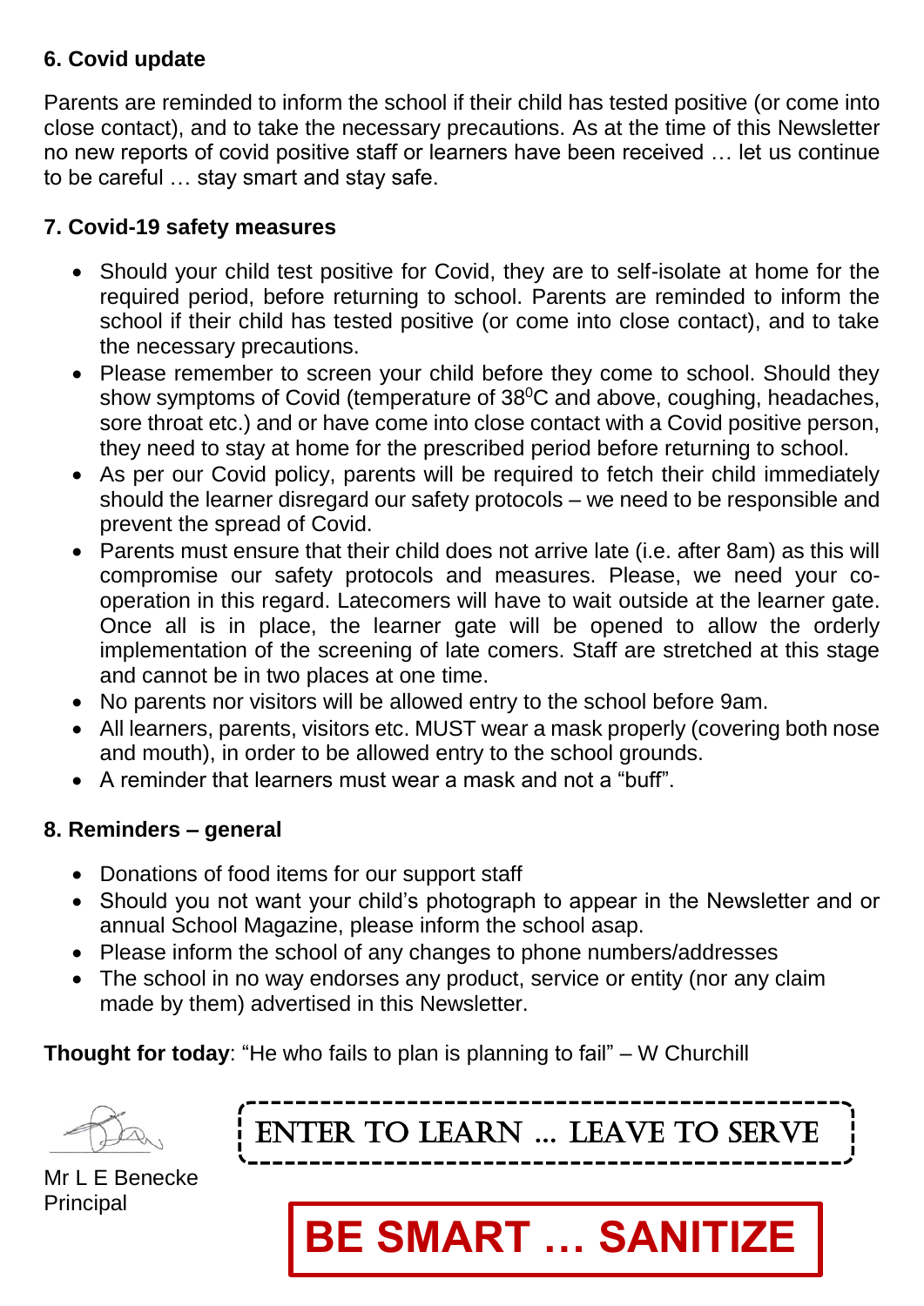**6. Covid update**

Parents are reminded to inform the school if their child has tested positive (or come into close contact), and to take the necessary precautions. As at the time of this Newsletter no new reports of covid positive staff or learners have been received … let us continue to be careful … stay smart and stay safe.

**7. Covid-19 safety measures**

- Should your child test positive for Covid, they are to self-isolate at home for the required period, before returning to school. Parents are reminded to inform the school if their child has tested positive (or come into close contact), and to take the necessary precautions.
- Please remember to screen your child before they come to school. Should they show symptoms of Covid (temperature of $38^0$C and above, coughing, headaches, sore throat etc.) and or have come into close contact with a Covid positive person, they need to stay at home for the prescribed period before returning to school.
- As per our Covid policy, parents will be required to fetch their child immediately should the learner disregard our safety protocols – we need to be responsible and prevent the spread of Covid.
- Parents must ensure that their child does not arrive late (i.e. after 8am) as this will compromise our safety protocols and measures. Please, we need your co-operation in this regard. Latecomers will have to wait outside at the learner gate. Once all is in place, the learner gate will be opened to allow the orderly implementation of the screening of late comers. Staff are stretched at this stage and cannot be in two places at one time.
- No parents nor visitors will be allowed entry to the school before 9am.
- All learners, parents, visitors etc. MUST wear a mask properly (covering both nose and mouth), in order to be allowed entry to the school grounds.
- A reminder that learners must wear a mask and not a "buff".

**8. Reminders – general**

- Donations of food items for our support staff
- Should you not want your child's photograph to appear in the Newsletter and or annual School Magazine, please inform the school asap.
- Please inform the school of any changes to phone numbers/addresses
- The school in no way endorses any product, service or entity (nor any claim made by them) advertised in this Newsletter.

**Thought for today**: "He who fails to plan is planning to fail" – W Churchill

Mr L E Benecke
Principal

ENTER TO LEARN … LEAVE TO SERVE

**BE SMART … SANITIZE**